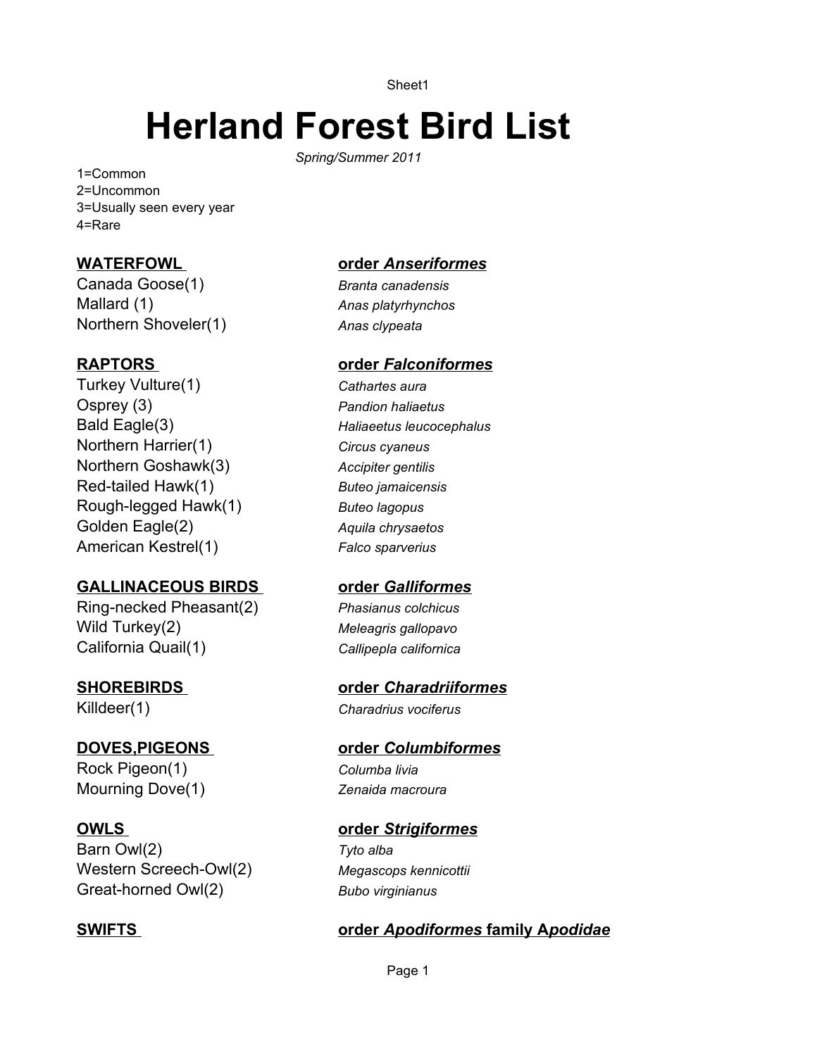# Herland Forest Bird List

*Spring/Summer 2011*

1=Common
2=Uncommon
3=Usually seen every year
4=Rare

| **WATERFOWL** | **order *Anseriformes*** |
|---|---|
| Canada Goose(1) | *Branta canadensis* |
| Mallard (1) | *Anas platyrhynchos* |
| Northern Shoveler(1) | *Anas clypeata* |

| **RAPTORS** | **order *Falconiformes*** |
|---|---|
| Turkey Vulture(1) | *Cathartes aura* |
| Osprey (3) | *Pandion haliaetus* |
| Bald Eagle(3) | *Haliaeetus leucocephalus* |
| Northern Harrier(1) | *Circus cyaneus* |
| Northern Goshawk(3) | *Accipiter gentilis* |
| Red-tailed Hawk(1) | *Buteo jamaicensis* |
| Rough-legged Hawk(1) | *Buteo lagopus* |
| Golden Eagle(2) | *Aquila chrysaetos* |
| American Kestrel(1) | *Falco sparverius* |

| **GALLINACEOUS BIRDS** | **order *Galliformes*** |
|---|---|
| Ring-necked Pheasant(2) | *Phasianus colchicus* |
| Wild Turkey(2) | *Meleagris gallopavo* |
| California Quail(1) | *Callipepla californica* |

| **SHOREBIRDS** | **order *Charadriiformes*** |
|---|---|
| Killdeer(1) | *Charadrius vociferus* |

| **DOVES,PIGEONS** | **order *Columbiformes*** |
|---|---|
| Rock Pigeon(1) | *Columba livia* |
| Mourning Dove(1) | *Zenaida macroura* |

| **OWLS** | **order *Strigiformes*** |
|---|---|
| Barn Owl(2) | *Tyto alba* |
| Western Screech-Owl(2) | *Megascops kennicottii* |
| Great-horned Owl(2) | *Bubo virginianus* |

| **SWIFTS** | **order *Apodiformes* family A*podidae*** |
|---|---|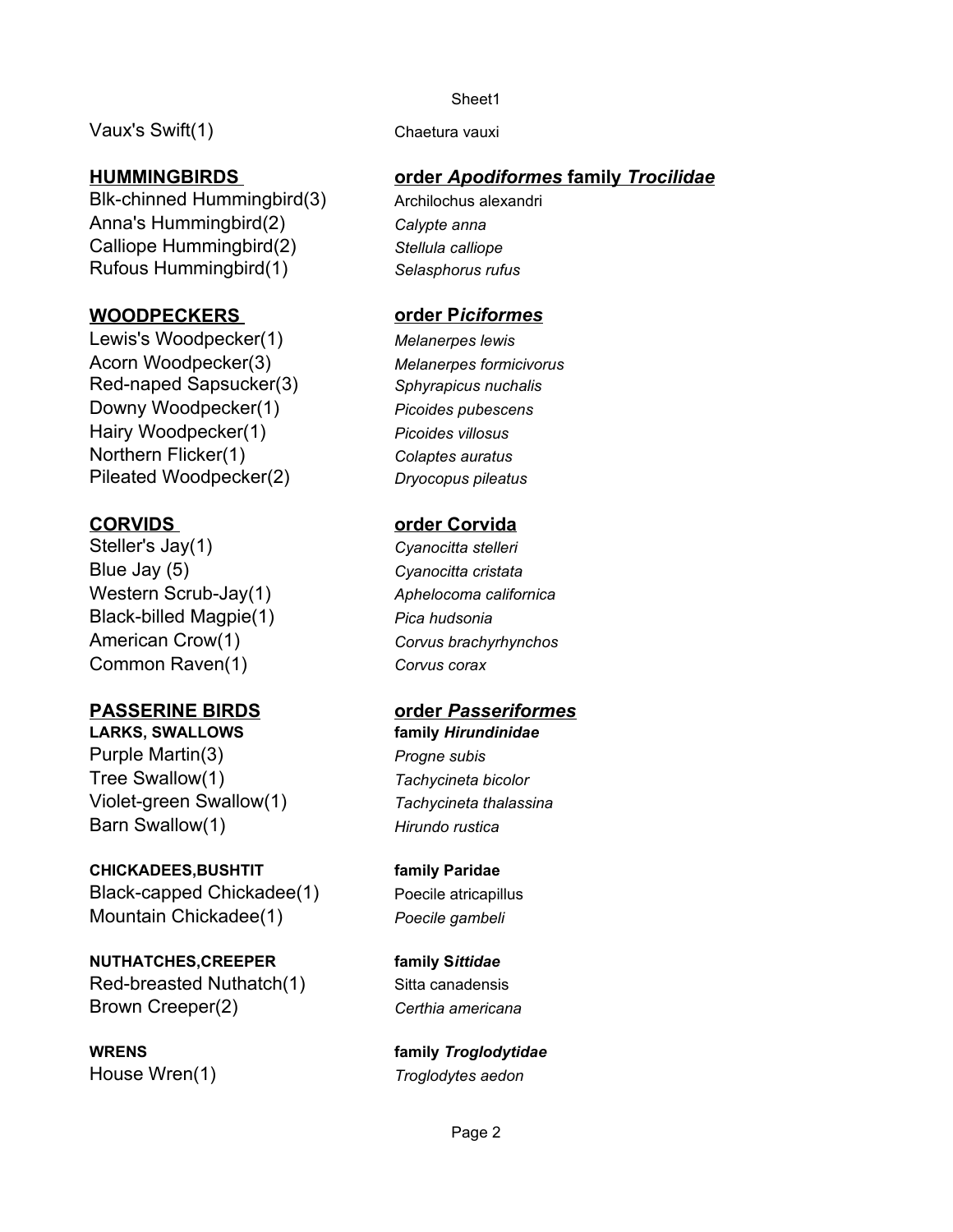Vaux's Swift(1) Chaetura vauxi

## HUMMINGBIRDS — order *Apodiformes* family *Trocilidae*

Blk-chinned Hummingbird(3) Archilochus alexandri
Anna's Hummingbird(2) *Calypte anna*
Calliope Hummingbird(2) *Stellula calliope*
Rufous Hummingbird(1) *Selasphorus rufus*

## WOODPECKERS — order P*iciformes*

Lewis's Woodpecker(1) *Melanerpes lewis*
Acorn Woodpecker(3) *Melanerpes formicivorus*
Red-naped Sapsucker(3) *Sphyrapicus nuchalis*
Downy Woodpecker(1) *Picoides pubescens*
Hairy Woodpecker(1) *Picoides villosus*
Northern Flicker(1) *Colaptes auratus*
Pileated Woodpecker(2) *Dryocopus pileatus*

## CORVIDS — order Corvida

Steller's Jay(1) *Cyanocitta stelleri*
Blue Jay (5) *Cyanocitta cristata*
Western Scrub-Jay(1) *Aphelocoma californica*
Black-billed Magpie(1) *Pica hudsonia*
American Crow(1) *Corvus brachyrhynchos*
Common Raven(1) *Corvus corax*

## PASSERINE BIRDS — order *Passeriformes*

### LARKS, SWALLOWS — family *Hirundinidae*

Purple Martin(3) *Progne subis*
Tree Swallow(1) *Tachycineta bicolor*
Violet-green Swallow(1) *Tachycineta thalassina*
Barn Swallow(1) *Hirundo rustica*

### CHICKADEES,BUSHTIT — family Paridae

Black-capped Chickadee(1) Poecile atricapillus
Mountain Chickadee(1) *Poecile gambeli*

### NUTHATCHES,CREEPER — family S*ittidae*

Red-breasted Nuthatch(1) Sitta canadensis
Brown Creeper(2) *Certhia americana*

### WRENS — family *Troglodytidae*

House Wren(1) *Troglodytes aedon*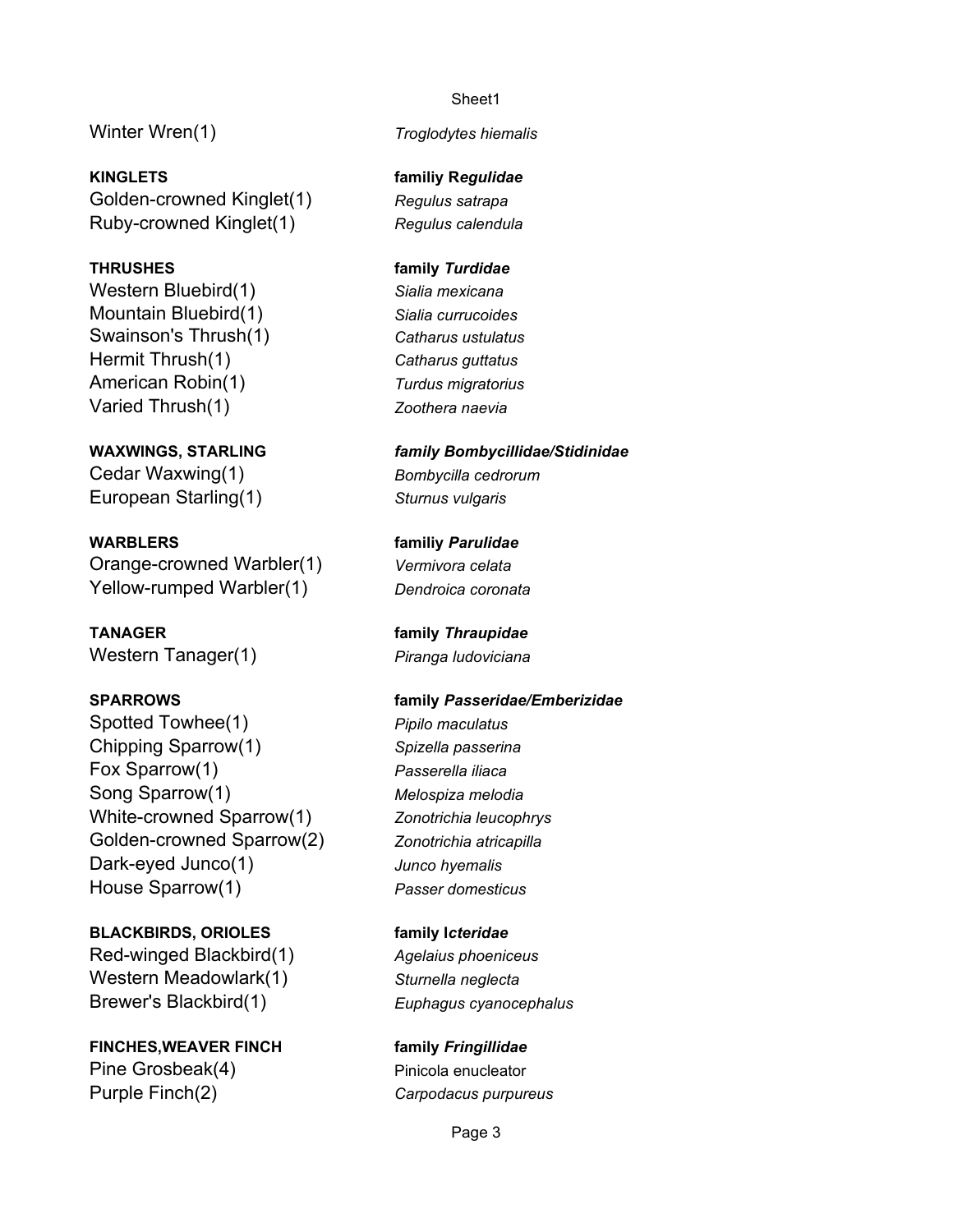Winter Wren(1) *Troglodytes hiemalis*

**KINGLETS** **familiy R*egulidae***

Golden-crowned Kinglet(1) *Regulus satrapa*
Ruby-crowned Kinglet(1) *Regulus calendula*

**THRUSHES** **family *Turdidae***

Western Bluebird(1) *Sialia mexicana*
Mountain Bluebird(1) *Sialia currucoides*
Swainson's Thrush(1) *Catharus ustulatus*
Hermit Thrush(1) *Catharus guttatus*
American Robin(1) *Turdus migratorius*
Varied Thrush(1) *Zoothera naevia*

**WAXWINGS, STARLING** ***family Bombycillidae/Stidinidae***

Cedar Waxwing(1) *Bombycilla cedrorum*
European Starling(1) *Sturnus vulgaris*

**WARBLERS** **familiy *Parulidae***

Orange-crowned Warbler(1) *Vermivora celata*
Yellow-rumped Warbler(1) *Dendroica coronata*

**TANAGER** **family *Thraupidae***

Western Tanager(1) *Piranga ludoviciana*

**SPARROWS** **family *Passeridae/Emberizidae***

Spotted Towhee(1) *Pipilo maculatus*
Chipping Sparrow(1) *Spizella passerina*
Fox Sparrow(1) *Passerella iliaca*
Song Sparrow(1) *Melospiza melodia*
White-crowned Sparrow(1) *Zonotrichia leucophrys*
Golden-crowned Sparrow(2) *Zonotrichia atricapilla*
Dark-eyed Junco(1) *Junco hyemalis*
House Sparrow(1) *Passer domesticus*

**BLACKBIRDS, ORIOLES** **family I*cteridae***

Red-winged Blackbird(1) *Agelaius phoeniceus*
Western Meadowlark(1) *Sturnella neglecta*
Brewer's Blackbird(1) *Euphagus cyanocephalus*

**FINCHES,WEAVER FINCH** **family *Fringillidae***

Pine Grosbeak(4) Pinicola enucleator
Purple Finch(2) *Carpodacus purpureus*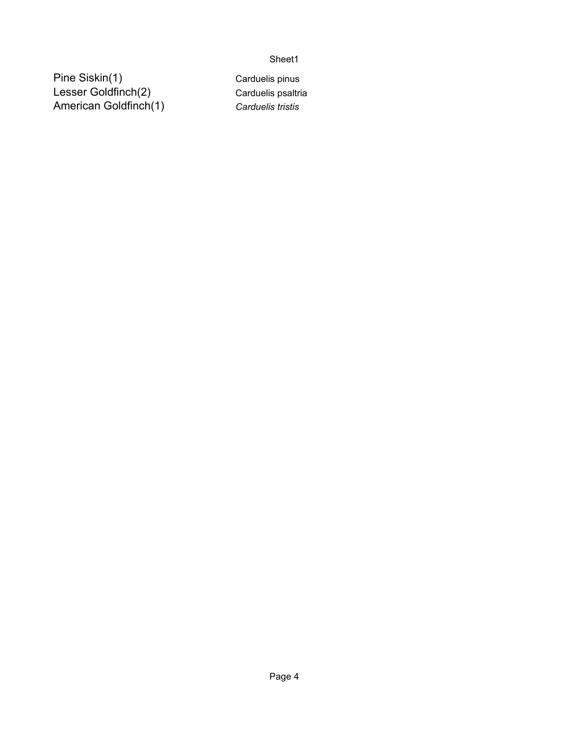| | |
|---|---|
| Pine Siskin(1) | Carduelis pinus |
| Lesser Goldfinch(2) | Carduelis psaltria |
| American Goldfinch(1) | *Carduelis tristis* |